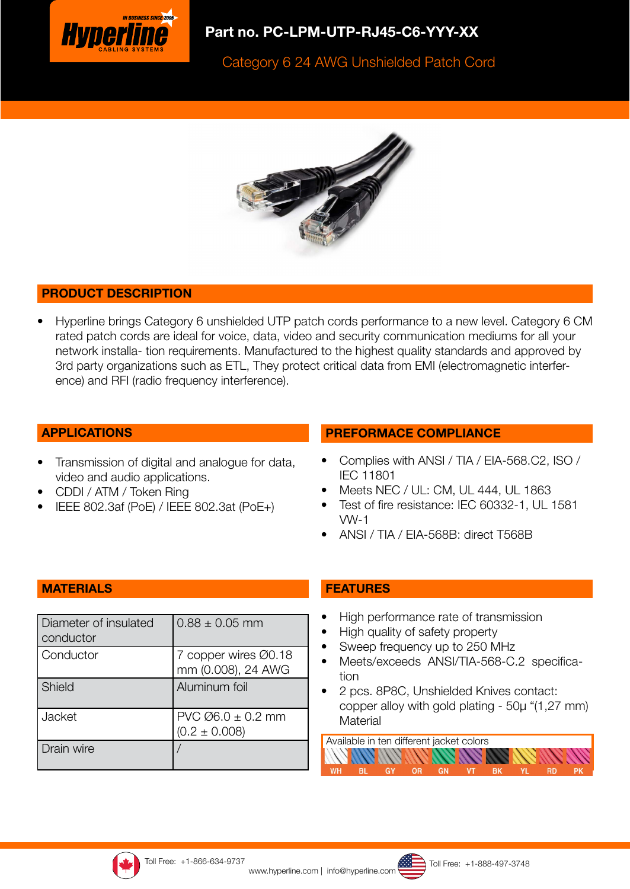Hyperline CABLING SYSTEMS — IN BUSINESS SINCE 2005

# Part no. PC-LPM-UTP-RJ45-C6-YYY-XX

Category 6 24 AWG Unshielded Patch Cord

## PRODUCT DESCRIPTION

- Hyperline brings Category 6 unshielded UTP patch cords performance to a new level. Category 6 CM rated patch cords are ideal for voice, data, video and security communication mediums for all your network installa- tion requirements. Manufactured to the highest quality standards and approved by 3rd party organizations such as ETL, They protect critical data from EMI (electromagnetic interfer- ence) and RFI (radio frequency interference).

## APPLICATIONS

- Transmission of digital and analogue for data, video and audio applications.
- CDDI / ATM / Token Ring
- IEEE 802.3af (PoE) / IEEE 802.3at (PoE+)

## PREFORMACE COMPLIANCE

- Complies with ANSI / TIA / EIA-568.C2, ISO / IEC 11801
- Meets NEC / UL: CM, UL 444, UL 1863
- Test of fire resistance: IEC 60332-1, UL 1581 VW-1
- ANSI / TIA / EIA-568B: direct T568B

## MATERIALS

| Diameter of insulated conductor | 0.88 ± 0.05 mm |
|---|---|
| Conductor | 7 copper wires Ø0.18 mm (0.008), 24 AWG |
| Shield | Aluminum foil |
| Jacket | PVC Ø6.0 ± 0.2 mm (0.2 ± 0.008) |
| Drain wire | / |

## FEATURES

- High performance rate of transmission
- High quality of safety property
- Sweep frequency up to 250 MHz
- Meets/exceeds ANSI/TIA-568-C.2 specifica- tion
- 2 pcs. 8P8C, Unshielded Knives contact: copper alloy with gold plating - 50μ "(1,27 mm) Material

Available in ten different jacket colors

WH BL GY OR GN VT BK YL RD PK

Toll Free: +1-866-634-9737 | www.hyperline.com | info@hyperline.com | Toll Free: +1-888-497-3748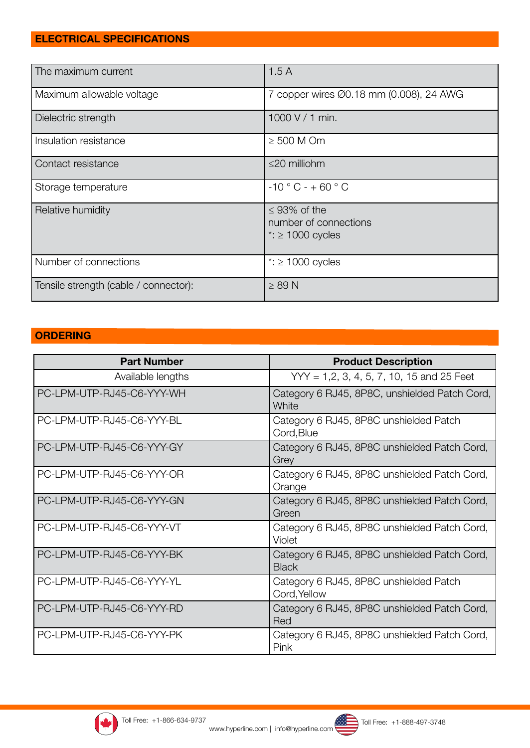## ELECTRICAL SPECIFICATIONS

| | |
|---|---|
| The maximum current | 1.5 A |
| Maximum allowable voltage | 7 copper wires Ø0.18 mm (0.008), 24 AWG |
| Dielectric strength | 1000 V / 1 min. |
| Insulation resistance | ≥ 500 M Om |
| Contact resistance | ≤20 milliohm |
| Storage temperature | -10 ° C - + 60 ° C |
| Relative humidity | ≤ 93% of the number of connections *: ≥ 1000 cycles |
| Number of connections | *: ≥ 1000 cycles |
| Tensile strength (cable / connector): | ≥ 89 N |

## ORDERING

| Part Number | Product Description |
|---|---|
| Available lengths | YYY = 1,2, 3, 4, 5, 7, 10, 15 and 25 Feet |
| PC-LPM-UTP-RJ45-C6-YYY-WH | Category 6 RJ45, 8P8C, unshielded Patch Cord, White |
| PC-LPM-UTP-RJ45-C6-YYY-BL | Category 6 RJ45, 8P8C unshielded Patch Cord,Blue |
| PC-LPM-UTP-RJ45-C6-YYY-GY | Category 6 RJ45, 8P8C unshielded Patch Cord, Grey |
| PC-LPM-UTP-RJ45-C6-YYY-OR | Category 6 RJ45, 8P8C unshielded Patch Cord, Orange |
| PC-LPM-UTP-RJ45-C6-YYY-GN | Category 6 RJ45, 8P8C unshielded Patch Cord, Green |
| PC-LPM-UTP-RJ45-C6-YYY-VT | Category 6 RJ45, 8P8C unshielded Patch Cord, Violet |
| PC-LPM-UTP-RJ45-C6-YYY-BK | Category 6 RJ45, 8P8C unshielded Patch Cord, Black |
| PC-LPM-UTP-RJ45-C6-YYY-YL | Category 6 RJ45, 8P8C unshielded Patch Cord,Yellow |
| PC-LPM-UTP-RJ45-C6-YYY-RD | Category 6 RJ45, 8P8C unshielded Patch Cord, Red |
| PC-LPM-UTP-RJ45-C6-YYY-PK | Category 6 RJ45, 8P8C unshielded Patch Cord, Pink |

Toll Free: +1-866-634-9737 www.hyperline.com | info@hyperline.com Toll Free: +1-888-497-3748